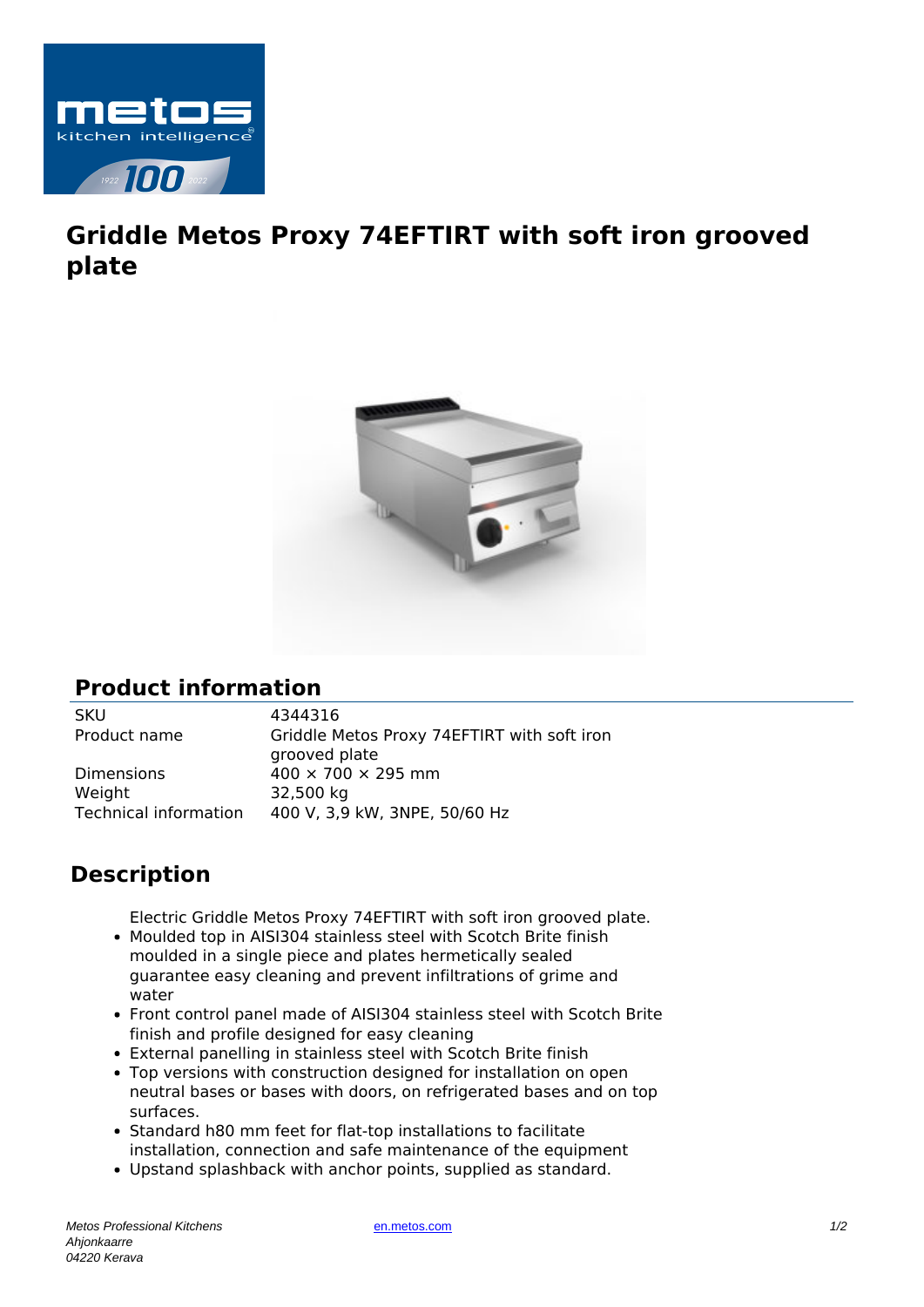# Griddle Metos Proxy 74EFTIRT with soft iron grooved plate

## Product information

| | |
|---|---|
| SKU | 4344316 |
| Product name | Griddle Metos Proxy 74EFTIRT with soft iron grooved plate |
| Dimensions | 400 × 700 × 295 mm |
| Weight | 32,500 kg |
| Technical information | 400 V, 3,9 kW, 3NPE, 50/60 Hz |

## Description

Electric Griddle Metos Proxy 74EFTIRT with soft iron grooved plate.

- Moulded top in AISI304 stainless steel with Scotch Brite finish moulded in a single piece and plates hermetically sealed guarantee easy cleaning and prevent infiltrations of grime and water
- Front control panel made of AISI304 stainless steel with Scotch Brite finish and profile designed for easy cleaning
- External panelling in stainless steel with Scotch Brite finish
- Top versions with construction designed for installation on open neutral bases or bases with doors, on refrigerated bases and on top surfaces.
- Standard h80 mm feet for flat-top installations to facilitate installation, connection and safe maintenance of the equipment
- Upstand splashback with anchor points, supplied as standard.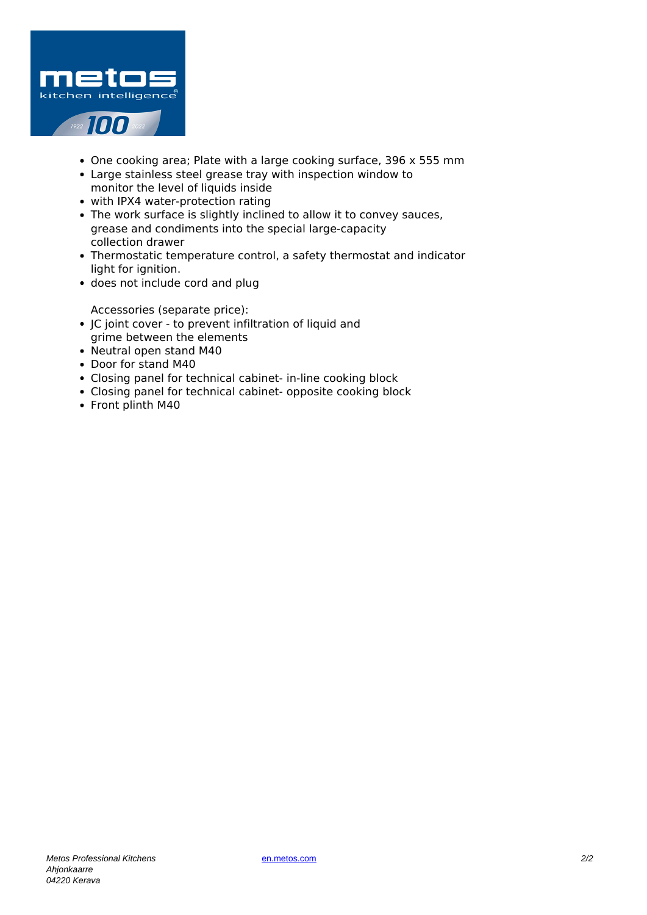- One cooking area; Plate with a large cooking surface, 396 x 555 mm
- Large stainless steel grease tray with inspection window to monitor the level of liquids inside
- with IPX4 water-protection rating
- The work surface is slightly inclined to allow it to convey sauces, grease and condiments into the special large-capacity collection drawer
- Thermostatic temperature control, a safety thermostat and indicator light for ignition.
- does not include cord and plug

Accessories (separate price):

- JC joint cover - to prevent infiltration of liquid and grime between the elements
- Neutral open stand M40
- Door for stand M40
- Closing panel for technical cabinet- in-line cooking block
- Closing panel for technical cabinet- opposite cooking block
- Front plinth M40

*Metos Professional Kitchens*
*Ahjonkaarre*
*04220 Kerava*

en.metos.com